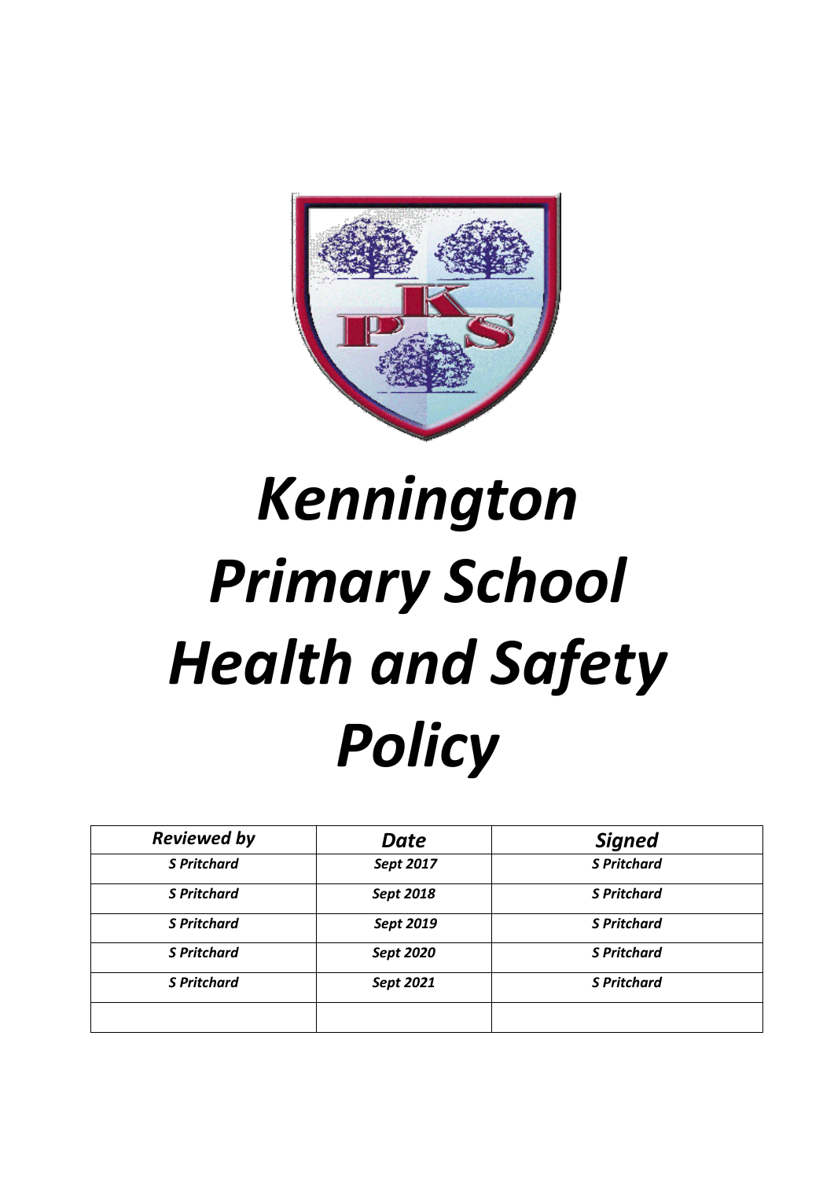# *Kennington Primary School Health and Safety Policy*

| *Reviewed by* | *Date* | *Signed* |
|---|---|---|
| ***S Pritchard*** | ***Sept 2017*** | ***S Pritchard*** |
| ***S Pritchard*** | ***Sept 2018*** | ***S Pritchard*** |
| ***S Pritchard*** | ***Sept 2019*** | ***S Pritchard*** |
| ***S Pritchard*** | ***Sept 2020*** | ***S Pritchard*** |
| ***S Pritchard*** | ***Sept 2021*** | ***S Pritchard*** |
| | | |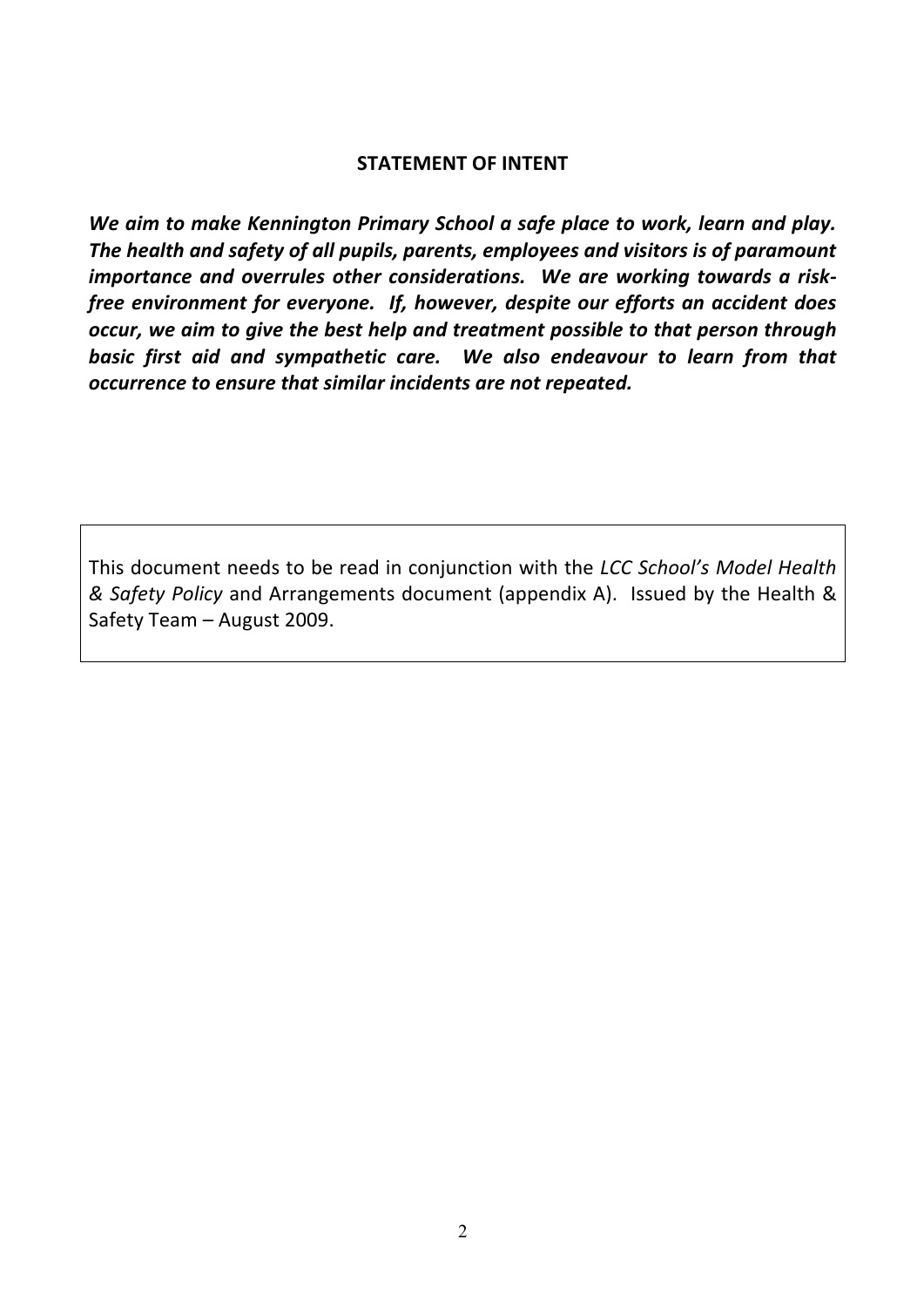## STATEMENT OF INTENT

***We aim to make Kennington Primary School a safe place to work, learn and play. The health and safety of all pupils, parents, employees and visitors is of paramount importance and overrules other considerations. We are working towards a risk-free environment for everyone. If, however, despite our efforts an accident does occur, we aim to give the best help and treatment possible to that person through basic first aid and sympathetic care. We also endeavour to learn from that occurrence to ensure that similar incidents are not repeated.***

This document needs to be read in conjunction with the *LCC School's Model Health & Safety Policy* and Arrangements document (appendix A). Issued by the Health & Safety Team – August 2009.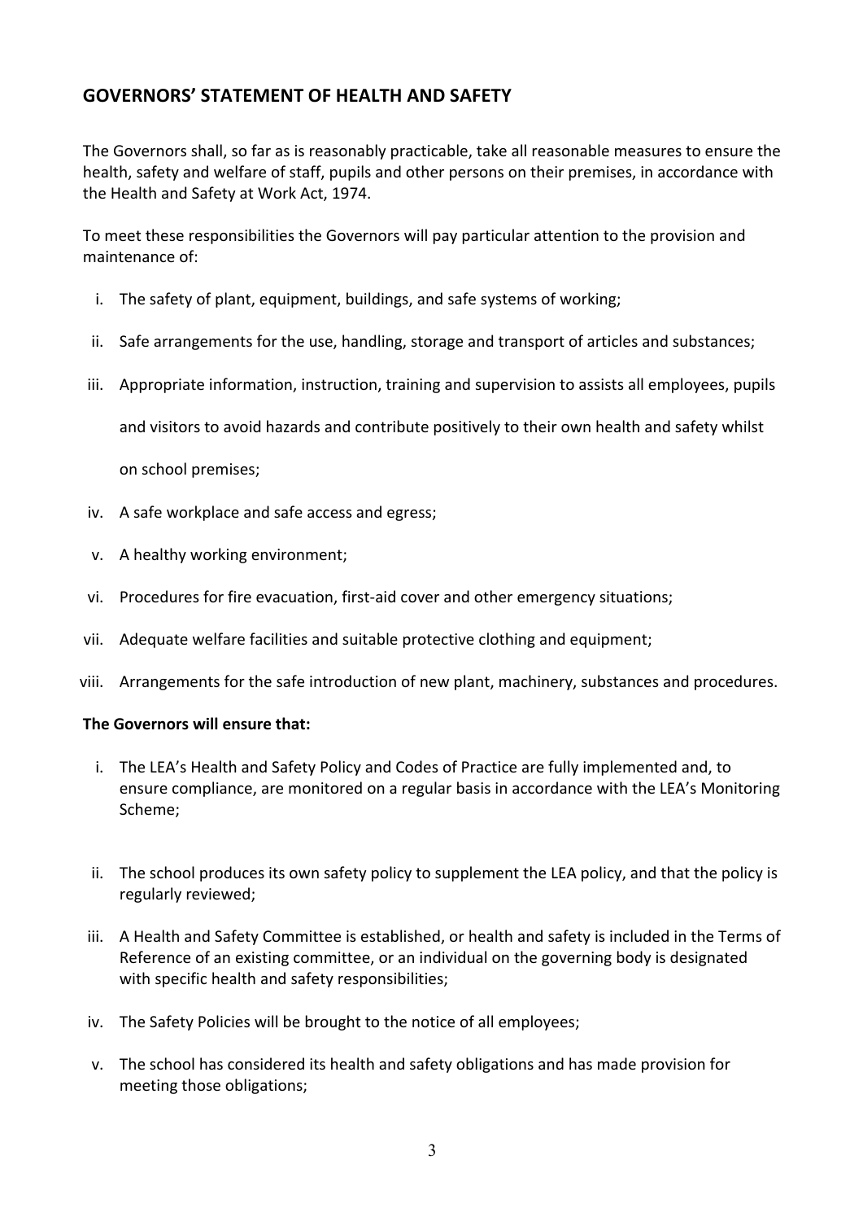## GOVERNORS' STATEMENT OF HEALTH AND SAFETY

The Governors shall, so far as is reasonably practicable, take all reasonable measures to ensure the health, safety and welfare of staff, pupils and other persons on their premises, in accordance with the Health and Safety at Work Act, 1974.

To meet these responsibilities the Governors will pay particular attention to the provision and maintenance of:

i. The safety of plant, equipment, buildings, and safe systems of working;

ii. Safe arrangements for the use, handling, storage and transport of articles and substances;

iii. Appropriate information, instruction, training and supervision to assists all employees, pupils and visitors to avoid hazards and contribute positively to their own health and safety whilst on school premises;

iv. A safe workplace and safe access and egress;

v. A healthy working environment;

vi. Procedures for fire evacuation, first-aid cover and other emergency situations;

vii. Adequate welfare facilities and suitable protective clothing and equipment;

viii. Arrangements for the safe introduction of new plant, machinery, substances and procedures.

**The Governors will ensure that:**

i. The LEA's Health and Safety Policy and Codes of Practice are fully implemented and, to ensure compliance, are monitored on a regular basis in accordance with the LEA's Monitoring Scheme;

ii. The school produces its own safety policy to supplement the LEA policy, and that the policy is regularly reviewed;

iii. A Health and Safety Committee is established, or health and safety is included in the Terms of Reference of an existing committee, or an individual on the governing body is designated with specific health and safety responsibilities;

iv. The Safety Policies will be brought to the notice of all employees;

v. The school has considered its health and safety obligations and has made provision for meeting those obligations;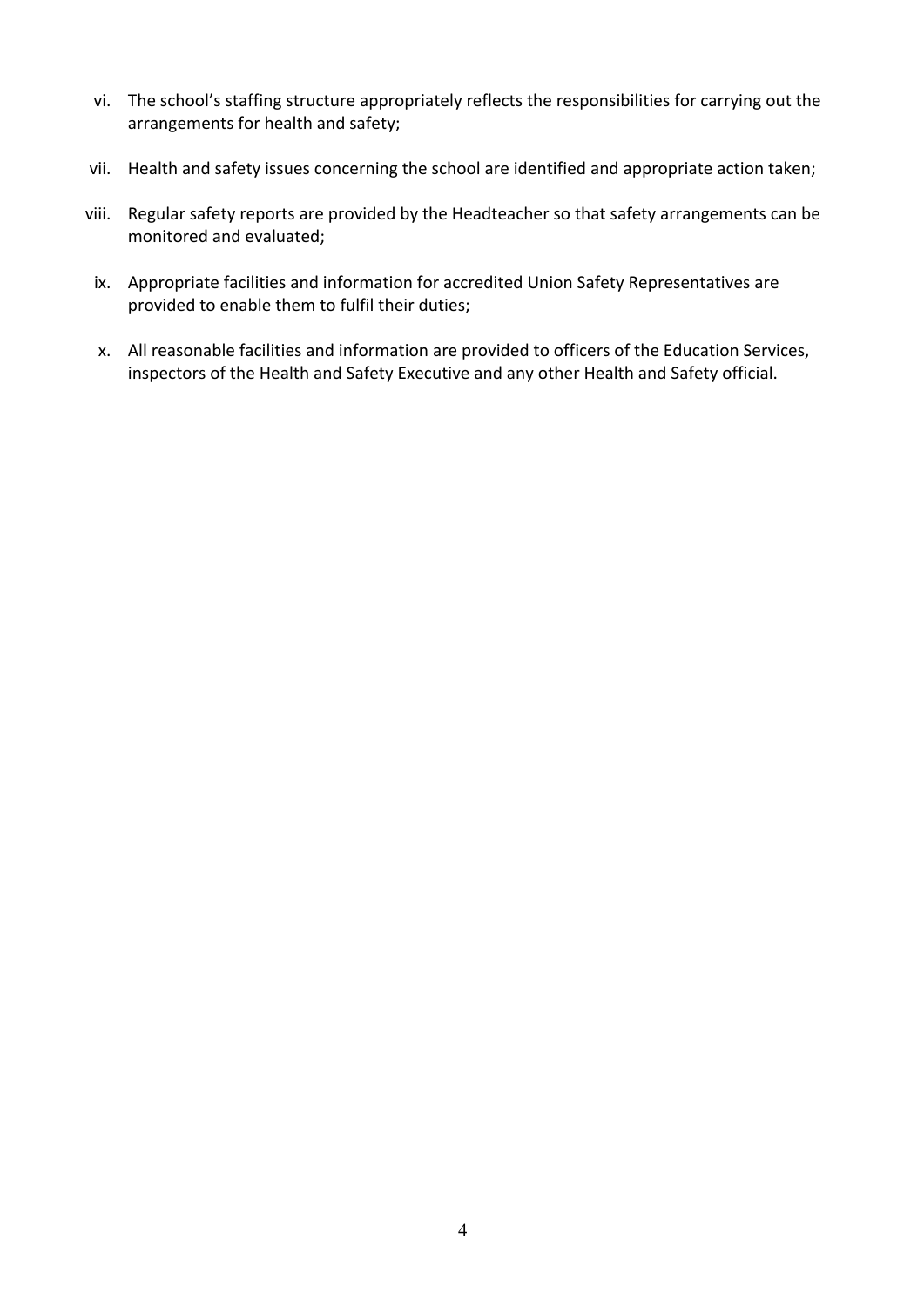vi. The school's staffing structure appropriately reflects the responsibilities for carrying out the arrangements for health and safety;

vii. Health and safety issues concerning the school are identified and appropriate action taken;

viii. Regular safety reports are provided by the Headteacher so that safety arrangements can be monitored and evaluated;

ix. Appropriate facilities and information for accredited Union Safety Representatives are provided to enable them to fulfil their duties;

x. All reasonable facilities and information are provided to officers of the Education Services, inspectors of the Health and Safety Executive and any other Health and Safety official.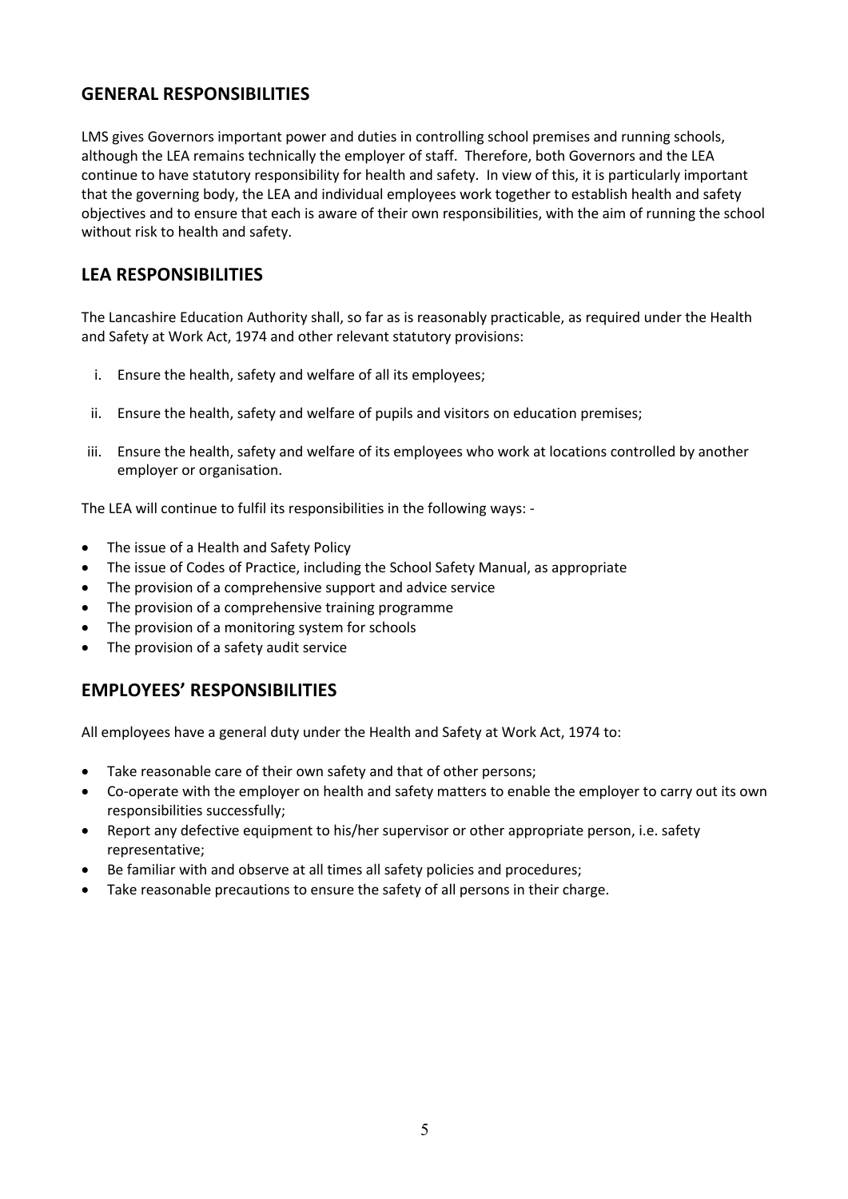## GENERAL RESPONSIBILITIES

LMS gives Governors important power and duties in controlling school premises and running schools, although the LEA remains technically the employer of staff. Therefore, both Governors and the LEA continue to have statutory responsibility for health and safety. In view of this, it is particularly important that the governing body, the LEA and individual employees work together to establish health and safety objectives and to ensure that each is aware of their own responsibilities, with the aim of running the school without risk to health and safety.

## LEA RESPONSIBILITIES

The Lancashire Education Authority shall, so far as is reasonably practicable, as required under the Health and Safety at Work Act, 1974 and other relevant statutory provisions:

i. Ensure the health, safety and welfare of all its employees;

ii. Ensure the health, safety and welfare of pupils and visitors on education premises;

iii. Ensure the health, safety and welfare of its employees who work at locations controlled by another employer or organisation.

The LEA will continue to fulfil its responsibilities in the following ways: -

- The issue of a Health and Safety Policy
- The issue of Codes of Practice, including the School Safety Manual, as appropriate
- The provision of a comprehensive support and advice service
- The provision of a comprehensive training programme
- The provision of a monitoring system for schools
- The provision of a safety audit service

## EMPLOYEES' RESPONSIBILITIES

All employees have a general duty under the Health and Safety at Work Act, 1974 to:

- Take reasonable care of their own safety and that of other persons;
- Co-operate with the employer on health and safety matters to enable the employer to carry out its own responsibilities successfully;
- Report any defective equipment to his/her supervisor or other appropriate person, i.e. safety representative;
- Be familiar with and observe at all times all safety policies and procedures;
- Take reasonable precautions to ensure the safety of all persons in their charge.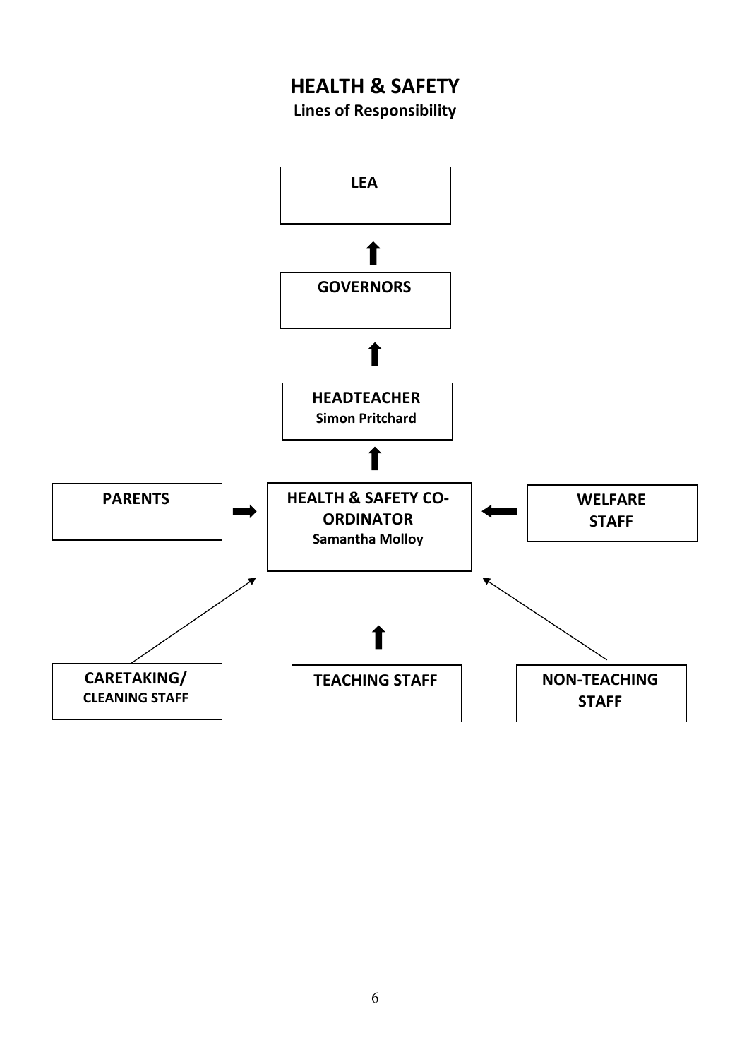# HEALTH & SAFETY

**Lines of Responsibility**

**LEA**

↑

**GOVERNORS**

↑

**HEADTEACHER**
**Simon Pritchard**

↑

**PARENTS** → **HEALTH & SAFETY CO-ORDINATOR** **Samantha Molloy** ← **WELFARE STAFF**

↑

**CARETAKING/ CLEANING STAFF** | **TEACHING STAFF** | **NON-TEACHING STAFF**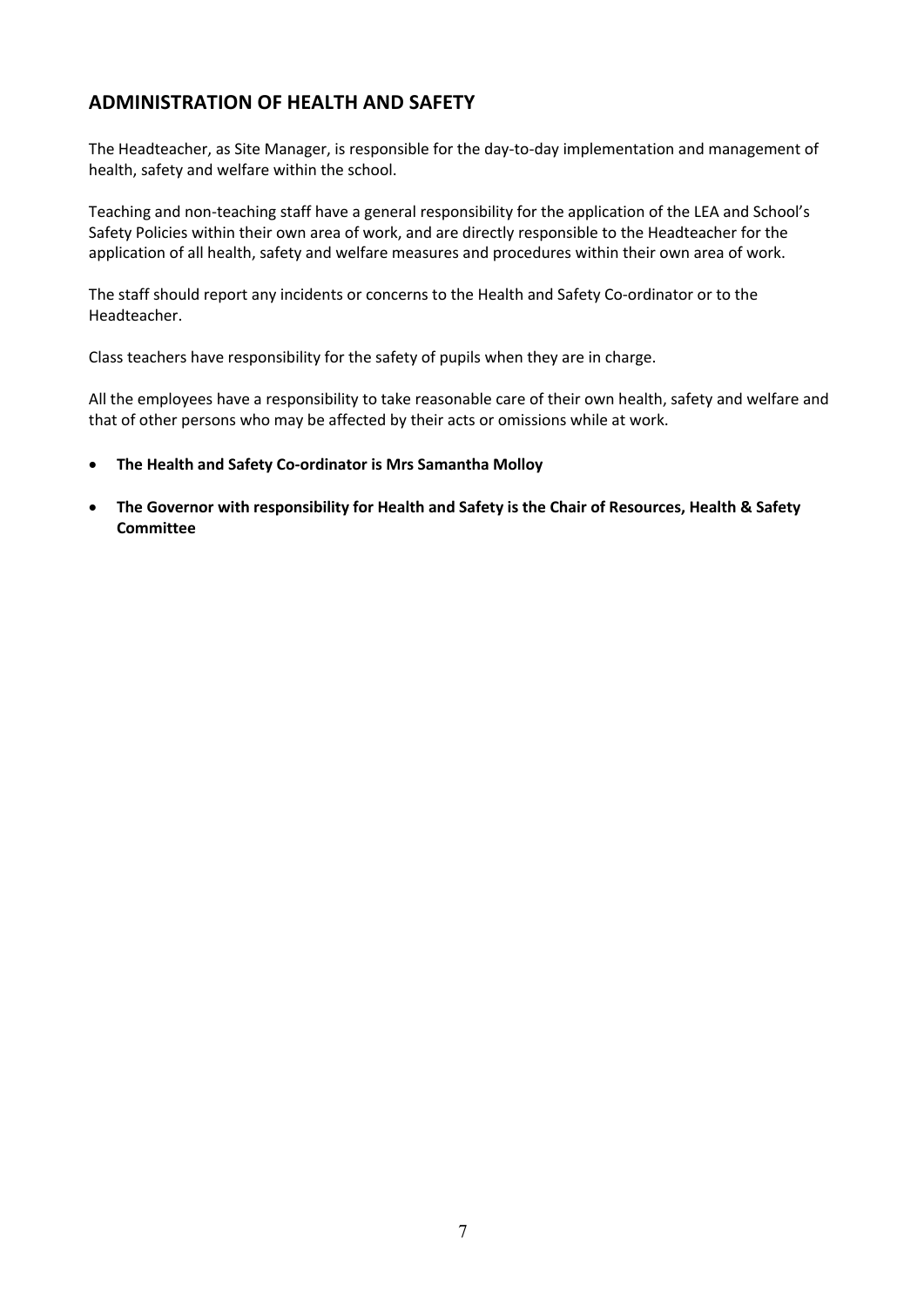## ADMINISTRATION OF HEALTH AND SAFETY

The Headteacher, as Site Manager, is responsible for the day-to-day implementation and management of health, safety and welfare within the school.

Teaching and non-teaching staff have a general responsibility for the application of the LEA and School's Safety Policies within their own area of work, and are directly responsible to the Headteacher for the application of all health, safety and welfare measures and procedures within their own area of work.

The staff should report any incidents or concerns to the Health and Safety Co-ordinator or to the Headteacher.

Class teachers have responsibility for the safety of pupils when they are in charge.

All the employees have a responsibility to take reasonable care of their own health, safety and welfare and that of other persons who may be affected by their acts or omissions while at work.

- **The Health and Safety Co-ordinator is Mrs Samantha Molloy**
- **The Governor with responsibility for Health and Safety is the Chair of Resources, Health & Safety Committee**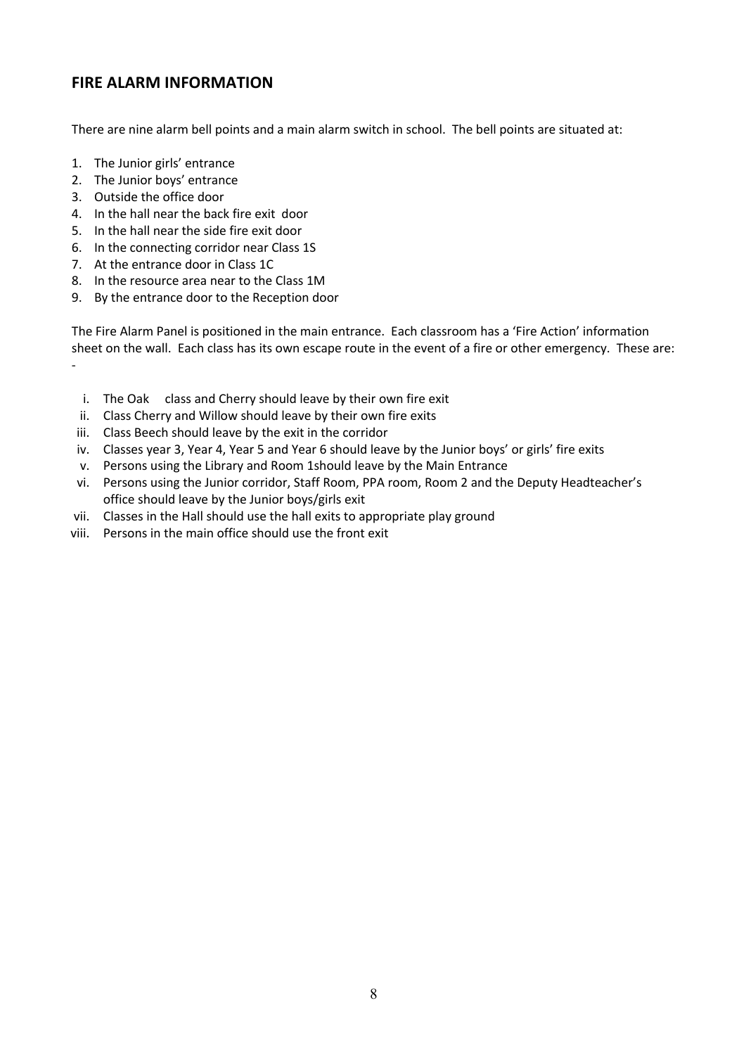## FIRE ALARM INFORMATION

There are nine alarm bell points and a main alarm switch in school. The bell points are situated at:

1. The Junior girls' entrance
2. The Junior boys' entrance
3. Outside the office door
4. In the hall near the back fire exit door
5. In the hall near the side fire exit door
6. In the connecting corridor near Class 1S
7. At the entrance door in Class 1C
8. In the resource area near to the Class 1M
9. By the entrance door to the Reception door

The Fire Alarm Panel is positioned in the main entrance. Each classroom has a 'Fire Action' information sheet on the wall. Each class has its own escape route in the event of a fire or other emergency. These are: -

i. The Oak class and Cherry should leave by their own fire exit
ii. Class Cherry and Willow should leave by their own fire exits
iii. Class Beech should leave by the exit in the corridor
iv. Classes year 3, Year 4, Year 5 and Year 6 should leave by the Junior boys' or girls' fire exits
v. Persons using the Library and Room 1should leave by the Main Entrance
vi. Persons using the Junior corridor, Staff Room, PPA room, Room 2 and the Deputy Headteacher's office should leave by the Junior boys/girls exit
vii. Classes in the Hall should use the hall exits to appropriate play ground
viii. Persons in the main office should use the front exit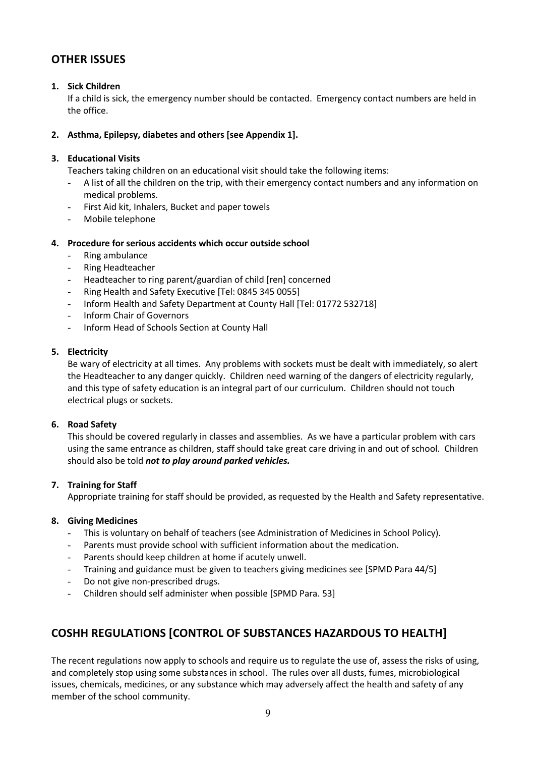## OTHER ISSUES

1. **Sick Children**
   If a child is sick, the emergency number should be contacted. Emergency contact numbers are held in the office.

2. **Asthma, Epilepsy, diabetes and others [see Appendix 1].**

3. **Educational Visits**
   Teachers taking children on an educational visit should take the following items:
   - A list of all the children on the trip, with their emergency contact numbers and any information on medical problems.
   - First Aid kit, Inhalers, Bucket and paper towels
   - Mobile telephone

4. **Procedure for serious accidents which occur outside school**
   - Ring ambulance
   - Ring Headteacher
   - Headteacher to ring parent/guardian of child [ren] concerned
   - Ring Health and Safety Executive [Tel: 0845 345 0055]
   - Inform Health and Safety Department at County Hall [Tel: 01772 532718]
   - Inform Chair of Governors
   - Inform Head of Schools Section at County Hall

5. **Electricity**
   Be wary of electricity at all times. Any problems with sockets must be dealt with immediately, so alert the Headteacher to any danger quickly. Children need warning of the dangers of electricity regularly, and this type of safety education is an integral part of our curriculum. Children should not touch electrical plugs or sockets.

6. **Road Safety**
   This should be covered regularly in classes and assemblies. As we have a particular problem with cars using the same entrance as children, staff should take great care driving in and out of school. Children should also be told ***not to play around parked vehicles.***

7. **Training for Staff**
   Appropriate training for staff should be provided, as requested by the Health and Safety representative.

8. **Giving Medicines**
   - This is voluntary on behalf of teachers (see Administration of Medicines in School Policy).
   - Parents must provide school with sufficient information about the medication.
   - Parents should keep children at home if acutely unwell.
   - Training and guidance must be given to teachers giving medicines see [SPMD Para 44/5]
   - Do not give non-prescribed drugs.
   - Children should self administer when possible [SPMD Para. 53]

## COSHH REGULATIONS [CONTROL OF SUBSTANCES HAZARDOUS TO HEALTH]

The recent regulations now apply to schools and require us to regulate the use of, assess the risks of using, and completely stop using some substances in school. The rules over all dusts, fumes, microbiological issues, chemicals, medicines, or any substance which may adversely affect the health and safety of any member of the school community.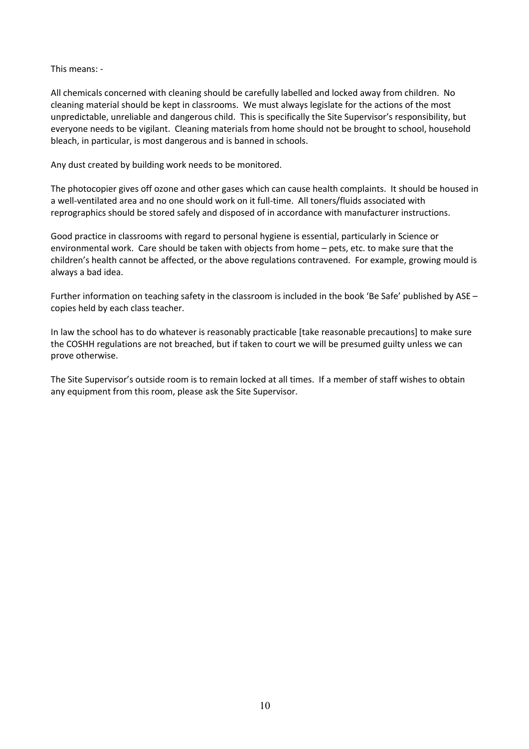This means: -

All chemicals concerned with cleaning should be carefully labelled and locked away from children. No cleaning material should be kept in classrooms. We must always legislate for the actions of the most unpredictable, unreliable and dangerous child. This is specifically the Site Supervisor's responsibility, but everyone needs to be vigilant. Cleaning materials from home should not be brought to school, household bleach, in particular, is most dangerous and is banned in schools.

Any dust created by building work needs to be monitored.

The photocopier gives off ozone and other gases which can cause health complaints. It should be housed in a well-ventilated area and no one should work on it full-time. All toners/fluids associated with reprographics should be stored safely and disposed of in accordance with manufacturer instructions.

Good practice in classrooms with regard to personal hygiene is essential, particularly in Science or environmental work. Care should be taken with objects from home – pets, etc. to make sure that the children's health cannot be affected, or the above regulations contravened. For example, growing mould is always a bad idea.

Further information on teaching safety in the classroom is included in the book 'Be Safe' published by ASE – copies held by each class teacher.

In law the school has to do whatever is reasonably practicable [take reasonable precautions] to make sure the COSHH regulations are not breached, but if taken to court we will be presumed guilty unless we can prove otherwise.

The Site Supervisor's outside room is to remain locked at all times. If a member of staff wishes to obtain any equipment from this room, please ask the Site Supervisor.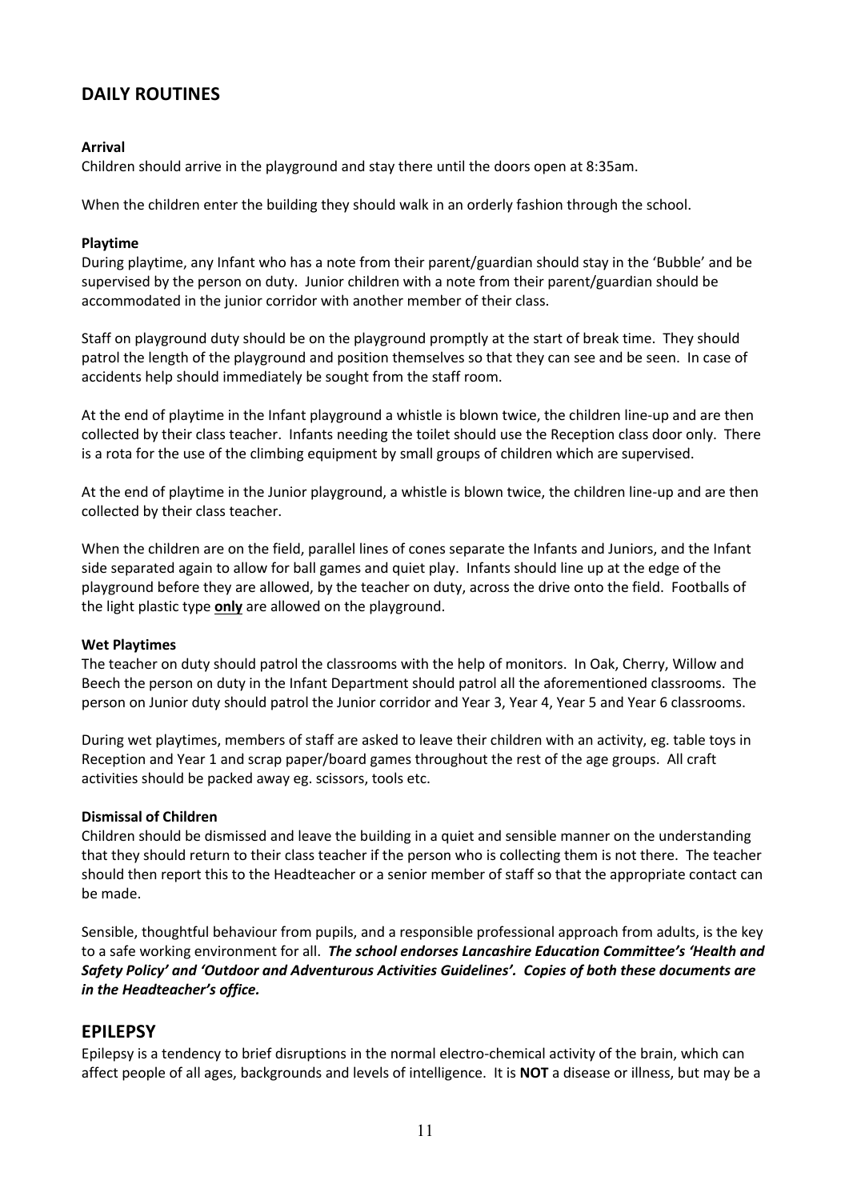## DAILY ROUTINES

**Arrival**
Children should arrive in the playground and stay there until the doors open at 8:35am.

When the children enter the building they should walk in an orderly fashion through the school.

**Playtime**
During playtime, any Infant who has a note from their parent/guardian should stay in the 'Bubble' and be supervised by the person on duty. Junior children with a note from their parent/guardian should be accommodated in the junior corridor with another member of their class.

Staff on playground duty should be on the playground promptly at the start of break time. They should patrol the length of the playground and position themselves so that they can see and be seen. In case of accidents help should immediately be sought from the staff room.

At the end of playtime in the Infant playground a whistle is blown twice, the children line-up and are then collected by their class teacher. Infants needing the toilet should use the Reception class door only. There is a rota for the use of the climbing equipment by small groups of children which are supervised.

At the end of playtime in the Junior playground, a whistle is blown twice, the children line-up and are then collected by their class teacher.

When the children are on the field, parallel lines of cones separate the Infants and Juniors, and the Infant side separated again to allow for ball games and quiet play. Infants should line up at the edge of the playground before they are allowed, by the teacher on duty, across the drive onto the field. Footballs of the light plastic type <u>**only**</u> are allowed on the playground.

**Wet Playtimes**
The teacher on duty should patrol the classrooms with the help of monitors. In Oak, Cherry, Willow and Beech the person on duty in the Infant Department should patrol all the aforementioned classrooms. The person on Junior duty should patrol the Junior corridor and Year 3, Year 4, Year 5 and Year 6 classrooms.

During wet playtimes, members of staff are asked to leave their children with an activity, eg. table toys in Reception and Year 1 and scrap paper/board games throughout the rest of the age groups. All craft activities should be packed away eg. scissors, tools etc.

**Dismissal of Children**
Children should be dismissed and leave the building in a quiet and sensible manner on the understanding that they should return to their class teacher if the person who is collecting them is not there. The teacher should then report this to the Headteacher or a senior member of staff so that the appropriate contact can be made.

Sensible, thoughtful behaviour from pupils, and a responsible professional approach from adults, is the key to a safe working environment for all. ***The school endorses Lancashire Education Committee's 'Health and Safety Policy' and 'Outdoor and Adventurous Activities Guidelines'. Copies of both these documents are in the Headteacher's office.***

## EPILEPSY

Epilepsy is a tendency to brief disruptions in the normal electro-chemical activity of the brain, which can affect people of all ages, backgrounds and levels of intelligence. It is **NOT** a disease or illness, but may be a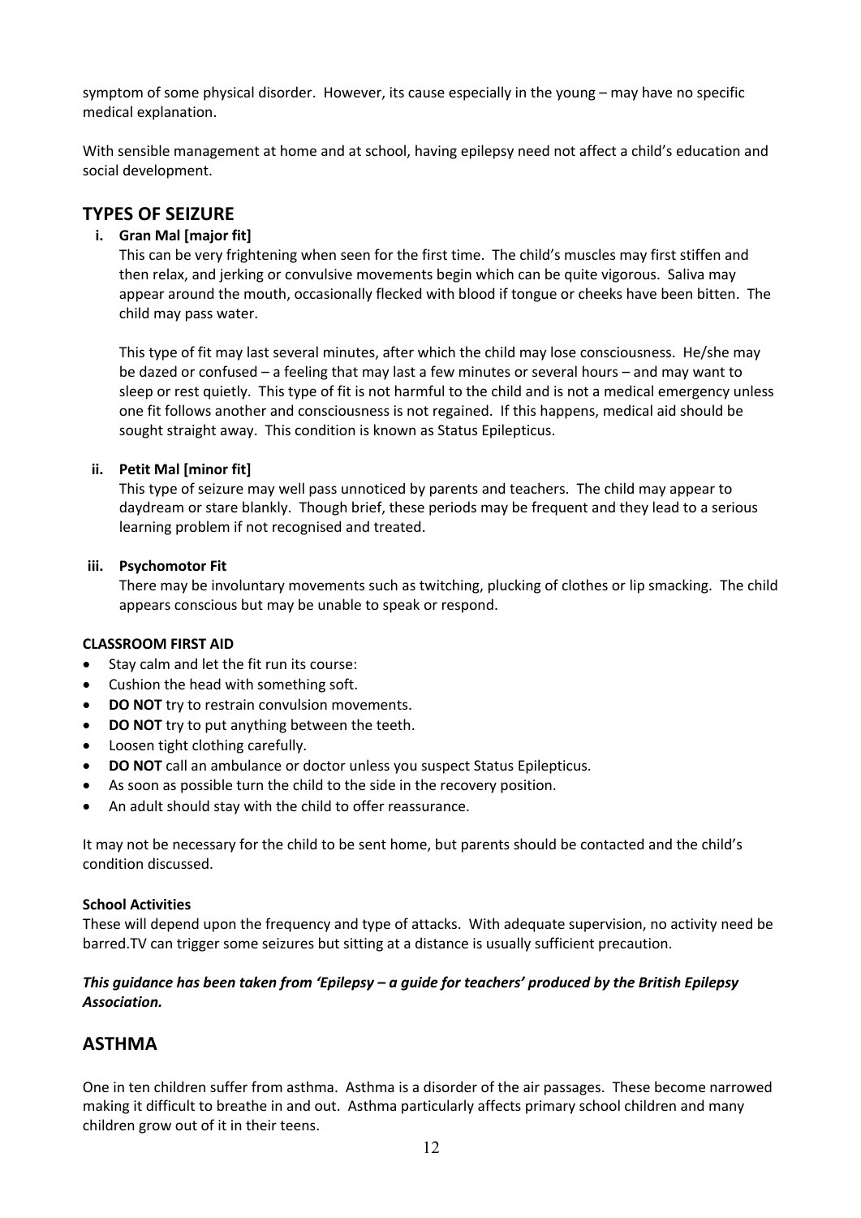symptom of some physical disorder. However, its cause especially in the young – may have no specific medical explanation.

With sensible management at home and at school, having epilepsy need not affect a child's education and social development.

## TYPES OF SEIZURE

i. **Gran Mal [major fit]**

   This can be very frightening when seen for the first time. The child's muscles may first stiffen and then relax, and jerking or convulsive movements begin which can be quite vigorous. Saliva may appear around the mouth, occasionally flecked with blood if tongue or cheeks have been bitten. The child may pass water.

   This type of fit may last several minutes, after which the child may lose consciousness. He/she may be dazed or confused – a feeling that may last a few minutes or several hours – and may want to sleep or rest quietly. This type of fit is not harmful to the child and is not a medical emergency unless one fit follows another and consciousness is not regained. If this happens, medical aid should be sought straight away. This condition is known as Status Epilepticus.

ii. **Petit Mal [minor fit]**

   This type of seizure may well pass unnoticed by parents and teachers. The child may appear to daydream or stare blankly. Though brief, these periods may be frequent and they lead to a serious learning problem if not recognised and treated.

iii. **Psychomotor Fit**

   There may be involuntary movements such as twitching, plucking of clothes or lip smacking. The child appears conscious but may be unable to speak or respond.

**CLASSROOM FIRST AID**

- Stay calm and let the fit run its course:
- Cushion the head with something soft.
- **DO NOT** try to restrain convulsion movements.
- **DO NOT** try to put anything between the teeth.
- Loosen tight clothing carefully.
- **DO NOT** call an ambulance or doctor unless you suspect Status Epilepticus.
- As soon as possible turn the child to the side in the recovery position.
- An adult should stay with the child to offer reassurance.

It may not be necessary for the child to be sent home, but parents should be contacted and the child's condition discussed.

**School Activities**

These will depend upon the frequency and type of attacks. With adequate supervision, no activity need be barred.TV can trigger some seizures but sitting at a distance is usually sufficient precaution.

***This guidance has been taken from 'Epilepsy – a guide for teachers' produced by the British Epilepsy Association.***

## ASTHMA

One in ten children suffer from asthma. Asthma is a disorder of the air passages. These become narrowed making it difficult to breathe in and out. Asthma particularly affects primary school children and many children grow out of it in their teens.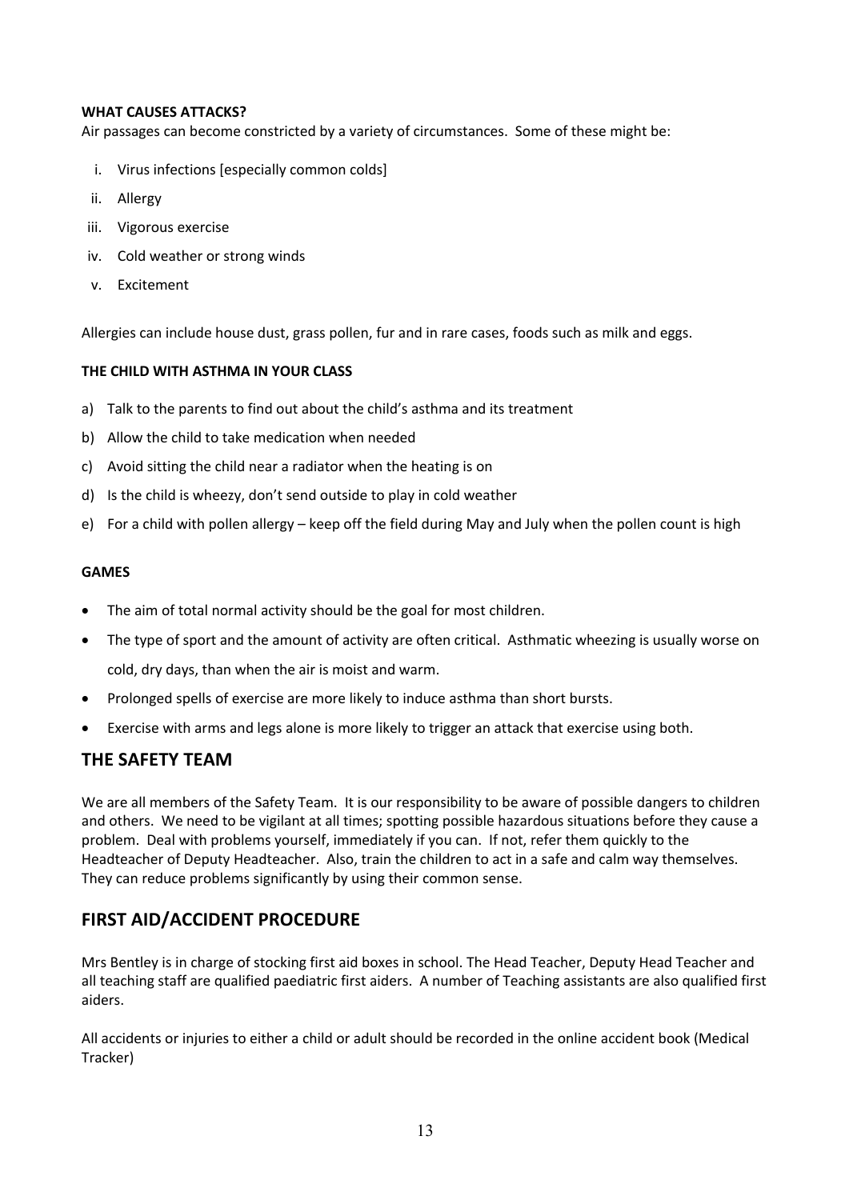**WHAT CAUSES ATTACKS?**

Air passages can become constricted by a variety of circumstances. Some of these might be:

i. Virus infections [especially common colds]
ii. Allergy
iii. Vigorous exercise
iv. Cold weather or strong winds
v. Excitement

Allergies can include house dust, grass pollen, fur and in rare cases, foods such as milk and eggs.

**THE CHILD WITH ASTHMA IN YOUR CLASS**

a) Talk to the parents to find out about the child's asthma and its treatment
b) Allow the child to take medication when needed
c) Avoid sitting the child near a radiator when the heating is on
d) Is the child is wheezy, don't send outside to play in cold weather
e) For a child with pollen allergy – keep off the field during May and July when the pollen count is high

**GAMES**

- The aim of total normal activity should be the goal for most children.
- The type of sport and the amount of activity are often critical. Asthmatic wheezing is usually worse on cold, dry days, than when the air is moist and warm.
- Prolonged spells of exercise are more likely to induce asthma than short bursts.
- Exercise with arms and legs alone is more likely to trigger an attack that exercise using both.

## THE SAFETY TEAM

We are all members of the Safety Team. It is our responsibility to be aware of possible dangers to children and others. We need to be vigilant at all times; spotting possible hazardous situations before they cause a problem. Deal with problems yourself, immediately if you can. If not, refer them quickly to the Headteacher of Deputy Headteacher. Also, train the children to act in a safe and calm way themselves. They can reduce problems significantly by using their common sense.

## FIRST AID/ACCIDENT PROCEDURE

Mrs Bentley is in charge of stocking first aid boxes in school. The Head Teacher, Deputy Head Teacher and all teaching staff are qualified paediatric first aiders. A number of Teaching assistants are also qualified first aiders.

All accidents or injuries to either a child or adult should be recorded in the online accident book (Medical Tracker)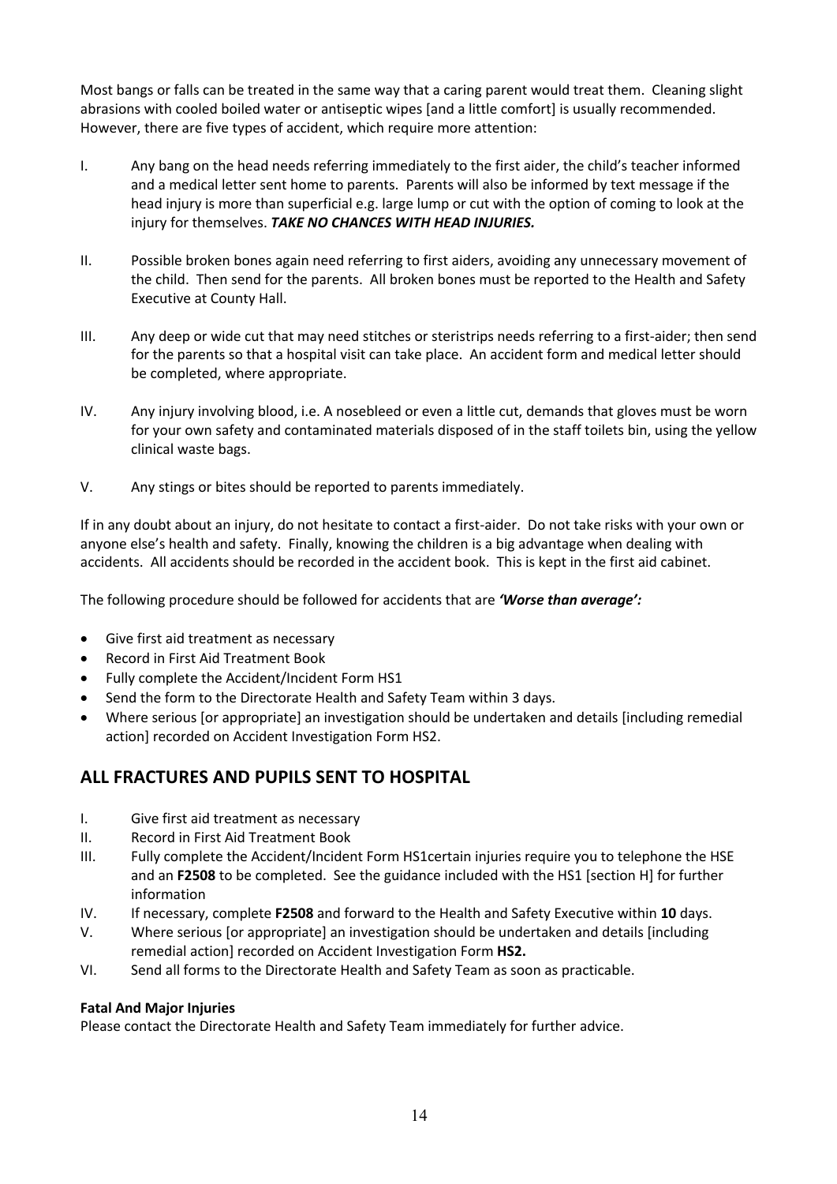Most bangs or falls can be treated in the same way that a caring parent would treat them. Cleaning slight abrasions with cooled boiled water or antiseptic wipes [and a little comfort] is usually recommended. However, there are five types of accident, which require more attention:

I. Any bang on the head needs referring immediately to the first aider, the child's teacher informed and a medical letter sent home to parents. Parents will also be informed by text message if the head injury is more than superficial e.g. large lump or cut with the option of coming to look at the injury for themselves. ***TAKE NO CHANCES WITH HEAD INJURIES.***

II. Possible broken bones again need referring to first aiders, avoiding any unnecessary movement of the child. Then send for the parents. All broken bones must be reported to the Health and Safety Executive at County Hall.

III. Any deep or wide cut that may need stitches or steristrips needs referring to a first-aider; then send for the parents so that a hospital visit can take place. An accident form and medical letter should be completed, where appropriate.

IV. Any injury involving blood, i.e. A nosebleed or even a little cut, demands that gloves must be worn for your own safety and contaminated materials disposed of in the staff toilets bin, using the yellow clinical waste bags.

V. Any stings or bites should be reported to parents immediately.

If in any doubt about an injury, do not hesitate to contact a first-aider. Do not take risks with your own or anyone else's health and safety. Finally, knowing the children is a big advantage when dealing with accidents. All accidents should be recorded in the accident book. This is kept in the first aid cabinet.

The following procedure should be followed for accidents that are ***'Worse than average':***

- Give first aid treatment as necessary
- Record in First Aid Treatment Book
- Fully complete the Accident/Incident Form HS1
- Send the form to the Directorate Health and Safety Team within 3 days.
- Where serious [or appropriate] an investigation should be undertaken and details [including remedial action] recorded on Accident Investigation Form HS2.

## ALL FRACTURES AND PUPILS SENT TO HOSPITAL

I. Give first aid treatment as necessary
II. Record in First Aid Treatment Book
III. Fully complete the Accident/Incident Form HS1certain injuries require you to telephone the HSE and an **F2508** to be completed. See the guidance included with the HS1 [section H] for further information
IV. If necessary, complete **F2508** and forward to the Health and Safety Executive within **10** days.
V. Where serious [or appropriate] an investigation should be undertaken and details [including remedial action] recorded on Accident Investigation Form **HS2.**
VI. Send all forms to the Directorate Health and Safety Team as soon as practicable.

**Fatal And Major Injuries**
Please contact the Directorate Health and Safety Team immediately for further advice.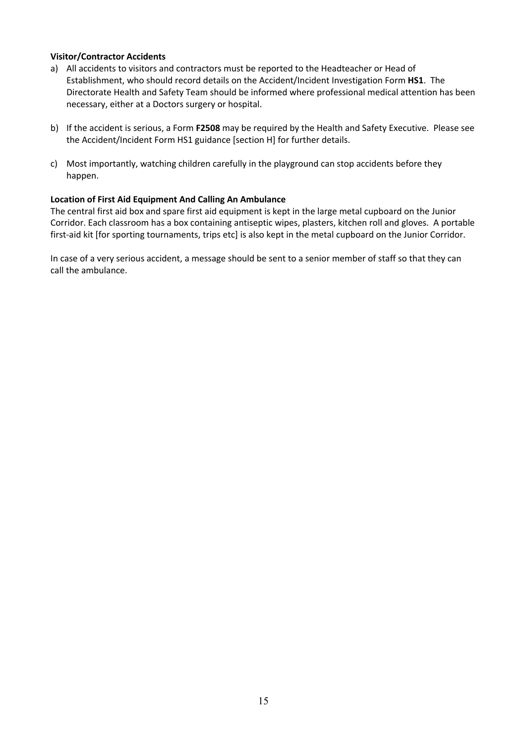**Visitor/Contractor Accidents**

a) All accidents to visitors and contractors must be reported to the Headteacher or Head of Establishment, who should record details on the Accident/Incident Investigation Form **HS1**. The Directorate Health and Safety Team should be informed where professional medical attention has been necessary, either at a Doctors surgery or hospital.

b) If the accident is serious, a Form **F2508** may be required by the Health and Safety Executive. Please see the Accident/Incident Form HS1 guidance [section H] for further details.

c) Most importantly, watching children carefully in the playground can stop accidents before they happen.

**Location of First Aid Equipment And Calling An Ambulance**

The central first aid box and spare first aid equipment is kept in the large metal cupboard on the Junior Corridor. Each classroom has a box containing antiseptic wipes, plasters, kitchen roll and gloves. A portable first-aid kit [for sporting tournaments, trips etc] is also kept in the metal cupboard on the Junior Corridor.

In case of a very serious accident, a message should be sent to a senior member of staff so that they can call the ambulance.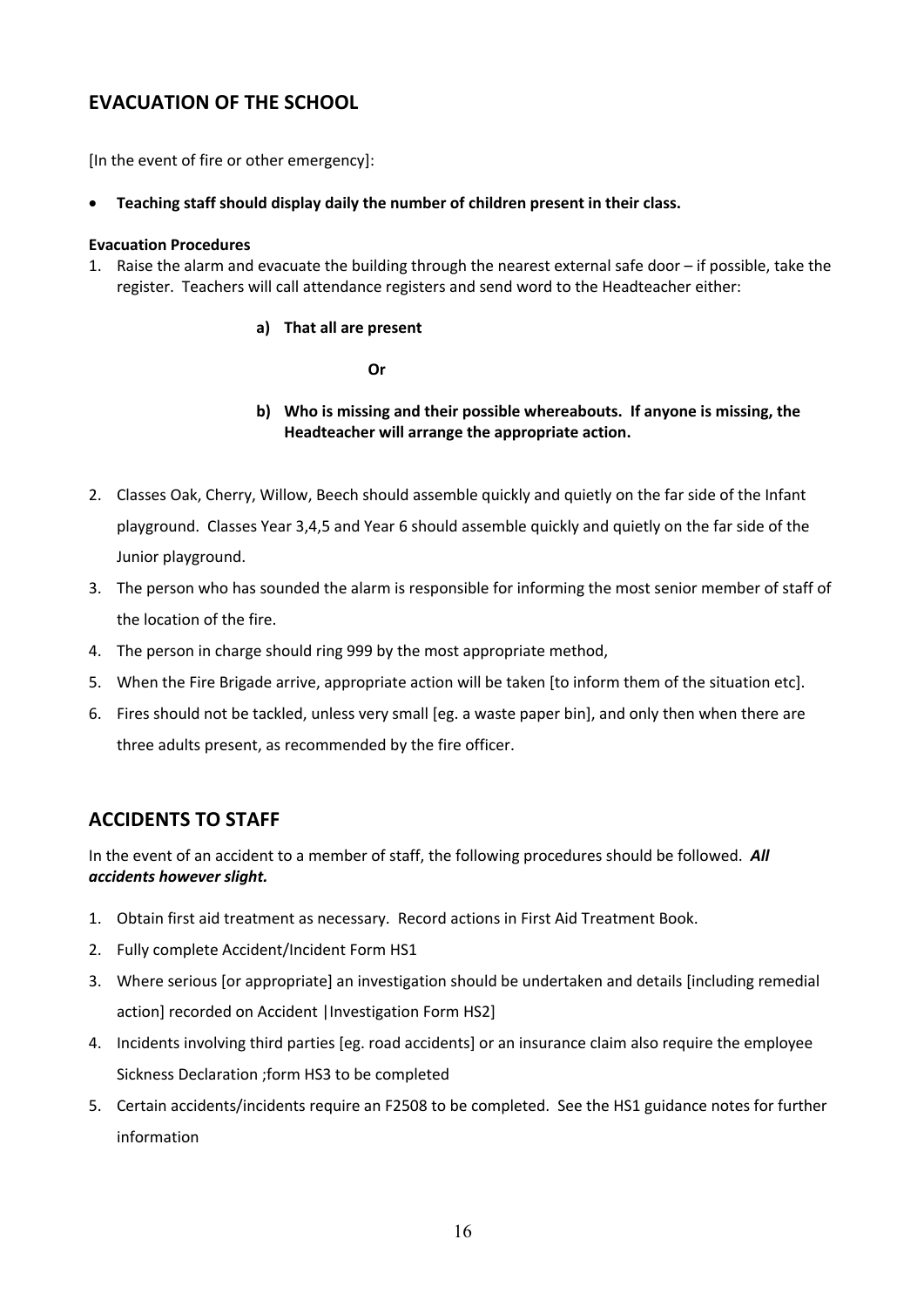## EVACUATION OF THE SCHOOL

[In the event of fire or other emergency]:

- **Teaching staff should display daily the number of children present in their class.**

**Evacuation Procedures**

1. Raise the alarm and evacuate the building through the nearest external safe door – if possible, take the register. Teachers will call attendance registers and send word to the Headteacher either:

   **a) That all are present**

   **Or**

   **b) Who is missing and their possible whereabouts. If anyone is missing, the Headteacher will arrange the appropriate action.**

2. Classes Oak, Cherry, Willow, Beech should assemble quickly and quietly on the far side of the Infant playground. Classes Year 3,4,5 and Year 6 should assemble quickly and quietly on the far side of the Junior playground.
3. The person who has sounded the alarm is responsible for informing the most senior member of staff of the location of the fire.
4. The person in charge should ring 999 by the most appropriate method,
5. When the Fire Brigade arrive, appropriate action will be taken [to inform them of the situation etc].
6. Fires should not be tackled, unless very small [eg. a waste paper bin], and only then when there are three adults present, as recommended by the fire officer.

## ACCIDENTS TO STAFF

In the event of an accident to a member of staff, the following procedures should be followed. ***All accidents however slight.***

1. Obtain first aid treatment as necessary. Record actions in First Aid Treatment Book.
2. Fully complete Accident/Incident Form HS1
3. Where serious [or appropriate] an investigation should be undertaken and details [including remedial action] recorded on Accident |Investigation Form HS2]
4. Incidents involving third parties [eg. road accidents] or an insurance claim also require the employee Sickness Declaration ;form HS3 to be completed
5. Certain accidents/incidents require an F2508 to be completed. See the HS1 guidance notes for further information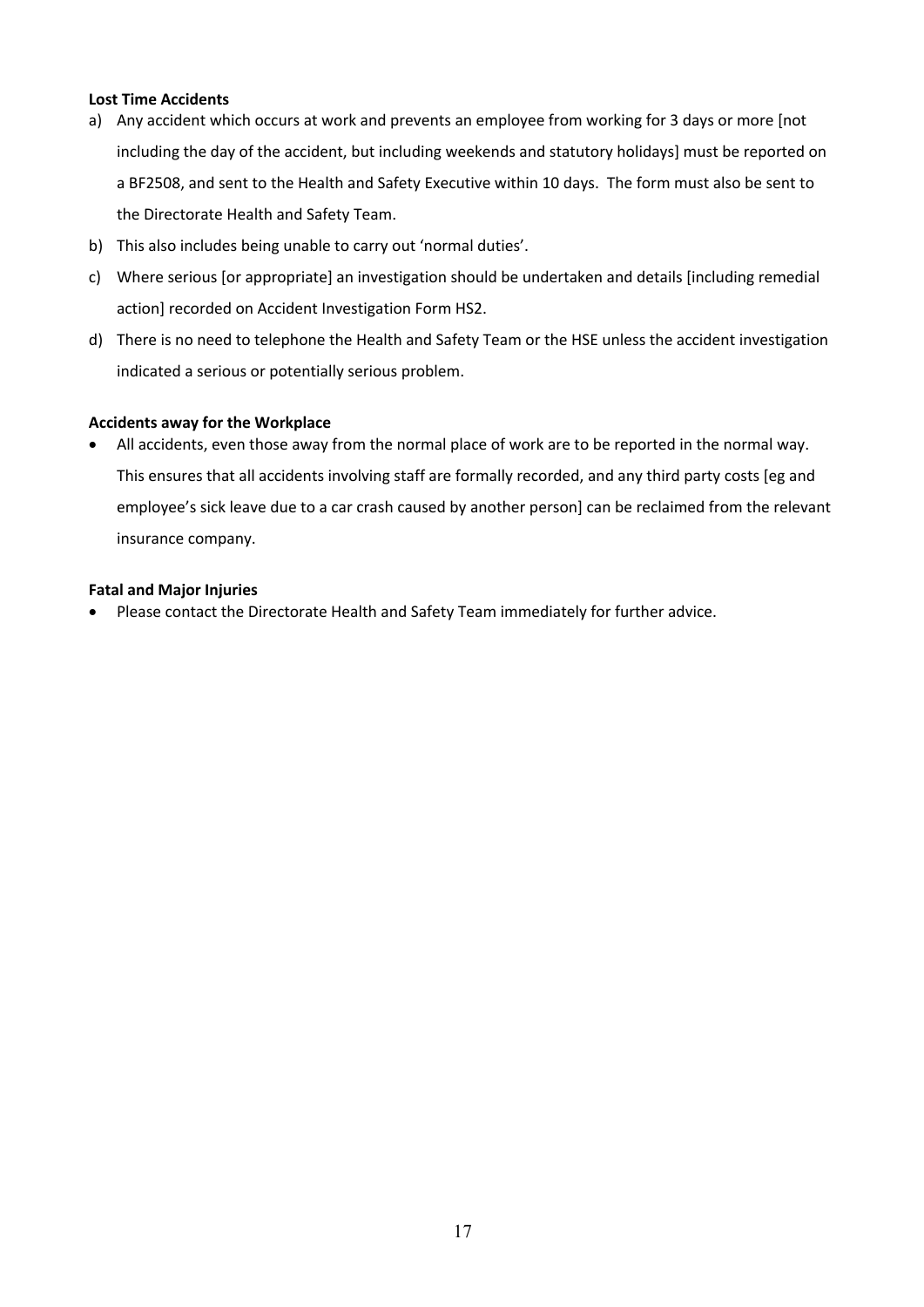**Lost Time Accidents**

a) Any accident which occurs at work and prevents an employee from working for 3 days or more [not including the day of the accident, but including weekends and statutory holidays] must be reported on a BF2508, and sent to the Health and Safety Executive within 10 days. The form must also be sent to the Directorate Health and Safety Team.

b) This also includes being unable to carry out 'normal duties'.

c) Where serious [or appropriate] an investigation should be undertaken and details [including remedial action] recorded on Accident Investigation Form HS2.

d) There is no need to telephone the Health and Safety Team or the HSE unless the accident investigation indicated a serious or potentially serious problem.

**Accidents away for the Workplace**

- All accidents, even those away from the normal place of work are to be reported in the normal way. This ensures that all accidents involving staff are formally recorded, and any third party costs [eg and employee's sick leave due to a car crash caused by another person] can be reclaimed from the relevant insurance company.

**Fatal and Major Injuries**

- Please contact the Directorate Health and Safety Team immediately for further advice.